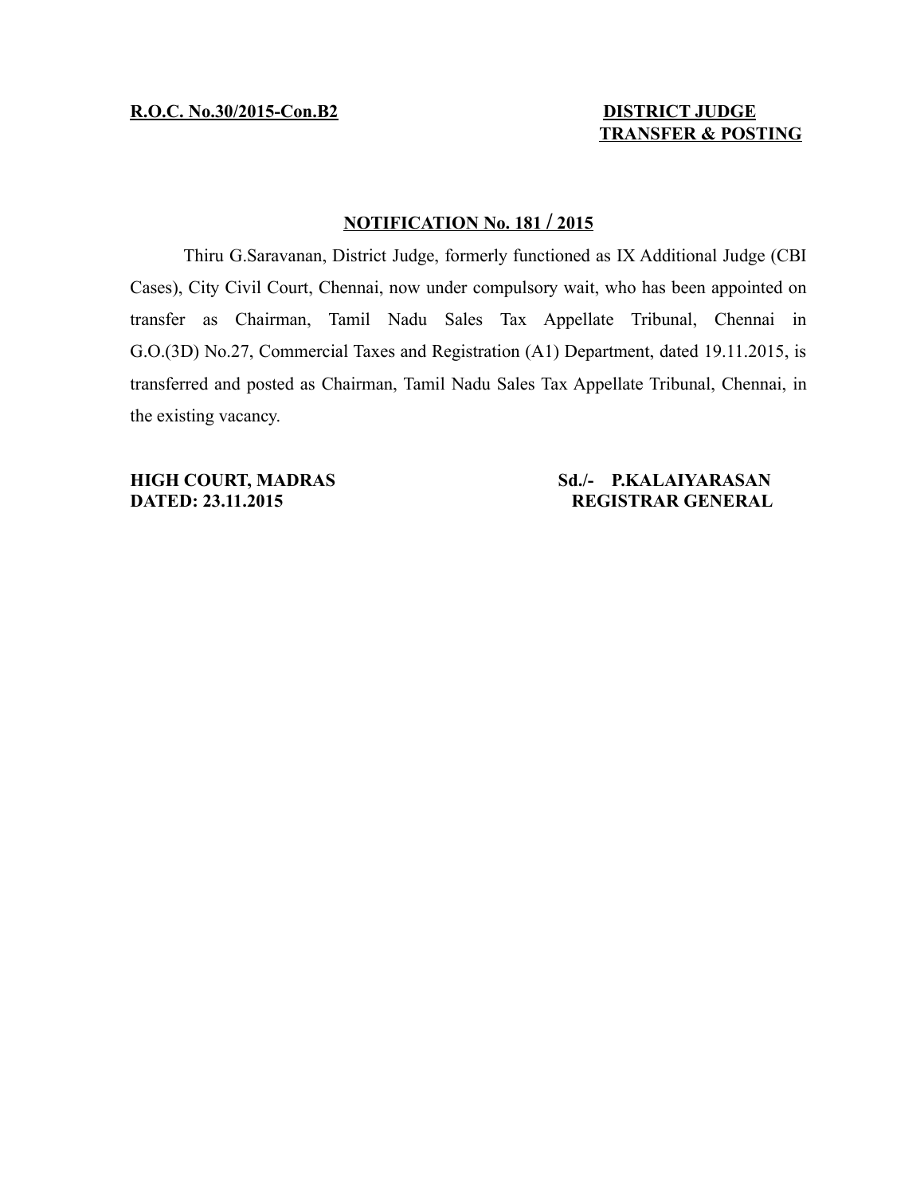**R.O.C. No.30/2015-Con.B2** **DISTRICT JUDGE**
**TRANSFER & POSTING**

## NOTIFICATION No. 181 / 2015

Thiru G.Saravanan, District Judge, formerly functioned as IX Additional Judge (CBI Cases), City Civil Court, Chennai, now under compulsory wait, who has been appointed on transfer as Chairman, Tamil Nadu Sales Tax Appellate Tribunal, Chennai in G.O.(3D) No.27, Commercial Taxes and Registration (A1) Department, dated 19.11.2015, is transferred and posted as Chairman, Tamil Nadu Sales Tax Appellate Tribunal, Chennai, in the existing vacancy.

**HIGH COURT, MADRAS** **Sd./- P.KALAIYARASAN**
**DATED: 23.11.2015** **REGISTRAR GENERAL**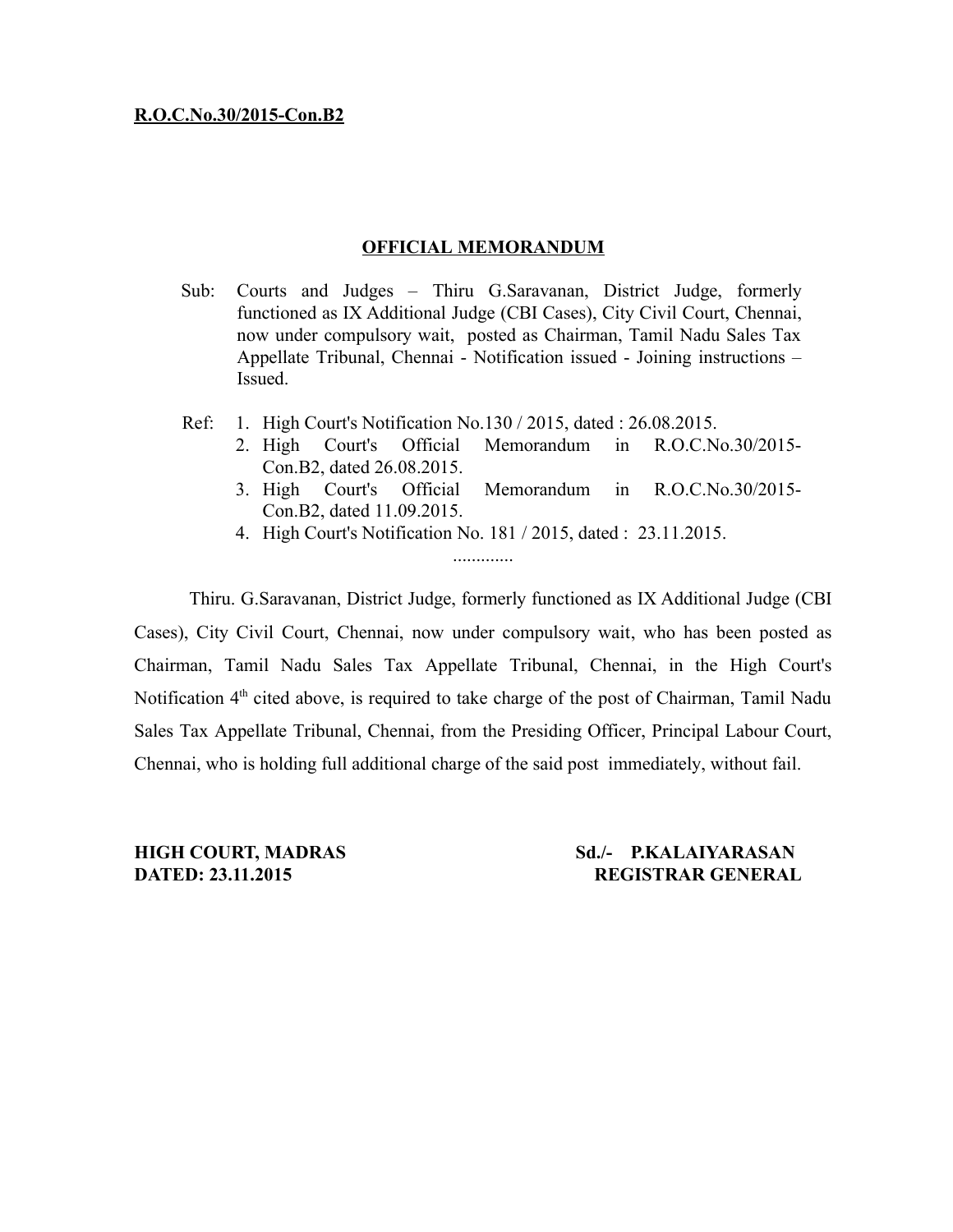**R.O.C.No.30/2015-Con.B2**

## OFFICIAL MEMORANDUM

Sub: Courts and Judges – Thiru G.Saravanan, District Judge, formerly functioned as IX Additional Judge (CBI Cases), City Civil Court, Chennai, now under compulsory wait, posted as Chairman, Tamil Nadu Sales Tax Appellate Tribunal, Chennai - Notification issued - Joining instructions – Issued.

Ref:
1. High Court's Notification No.130 / 2015, dated : 26.08.2015.
2. High Court's Official Memorandum in R.O.C.No.30/2015-Con.B2, dated 26.08.2015.
3. High Court's Official Memorandum in R.O.C.No.30/2015-Con.B2, dated 11.09.2015.
4. High Court's Notification No. 181 / 2015, dated : 23.11.2015.

.............

Thiru. G.Saravanan, District Judge, formerly functioned as IX Additional Judge (CBI Cases), City Civil Court, Chennai, now under compulsory wait, who has been posted as Chairman, Tamil Nadu Sales Tax Appellate Tribunal, Chennai, in the High Court's Notification 4th cited above, is required to take charge of the post of Chairman, Tamil Nadu Sales Tax Appellate Tribunal, Chennai, from the Presiding Officer, Principal Labour Court, Chennai, who is holding full additional charge of the said post immediately, without fail.

**HIGH COURT, MADRAS**
**DATED: 23.11.2015**

**Sd./- P.KALAIYARASAN**
**REGISTRAR GENERAL**